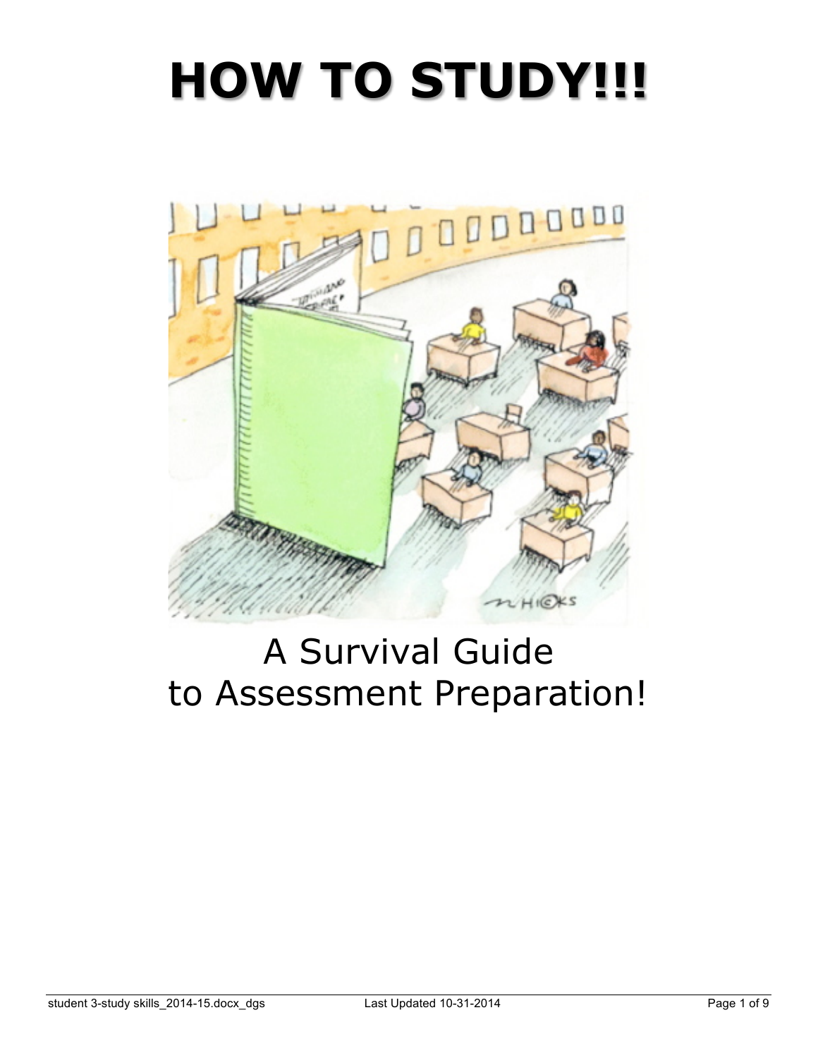# HOW TO STUDY!!!

A Survival Guide
to Assessment Preparation!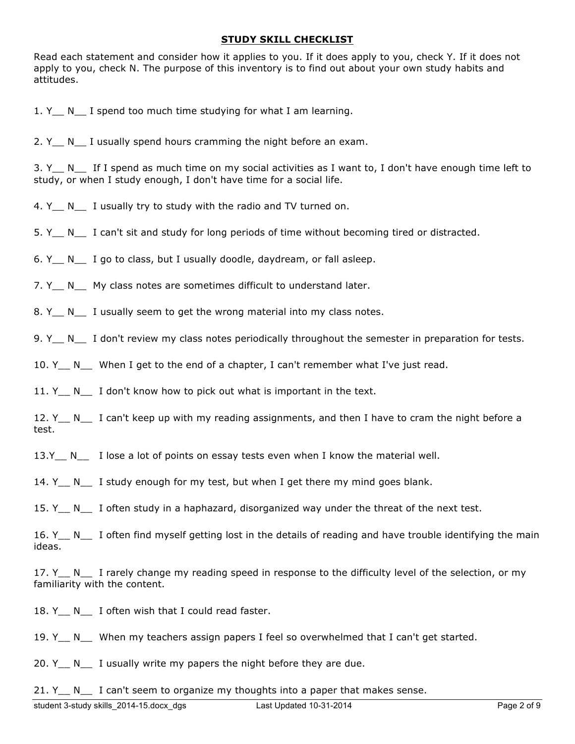## STUDY SKILL CHECKLIST

Read each statement and consider how it applies to you. If it does apply to you, check Y. If it does not apply to you, check N. The purpose of this inventory is to find out about your own study habits and attitudes.

1. Y__ N__ I spend too much time studying for what I am learning.

2. Y__ N__ I usually spend hours cramming the night before an exam.

3. Y__ N__ If I spend as much time on my social activities as I want to, I don't have enough time left to study, or when I study enough, I don't have time for a social life.

4. Y__ N__ I usually try to study with the radio and TV turned on.

5. Y__ N__ I can't sit and study for long periods of time without becoming tired or distracted.

6. Y__ N__ I go to class, but I usually doodle, daydream, or fall asleep.

7. Y__ N__ My class notes are sometimes difficult to understand later.

8. Y__ N__ I usually seem to get the wrong material into my class notes.

9. Y__ N__ I don't review my class notes periodically throughout the semester in preparation for tests.

10. Y__ N__ When I get to the end of a chapter, I can't remember what I've just read.

11. Y__ N__ I don't know how to pick out what is important in the text.

12. Y__ N__ I can't keep up with my reading assignments, and then I have to cram the night before a test.

13. Y__ N__ I lose a lot of points on essay tests even when I know the material well.

14. Y__ N__ I study enough for my test, but when I get there my mind goes blank.

15. Y__ N__ I often study in a haphazard, disorganized way under the threat of the next test.

16. Y__ N__ I often find myself getting lost in the details of reading and have trouble identifying the main ideas.

17. Y__ N__ I rarely change my reading speed in response to the difficulty level of the selection, or my familiarity with the content.

18. Y__ N__ I often wish that I could read faster.

19. Y__ N__ When my teachers assign papers I feel so overwhelmed that I can't get started.

20. Y__ N__ I usually write my papers the night before they are due.

21. Y__ N__ I can't seem to organize my thoughts into a paper that makes sense.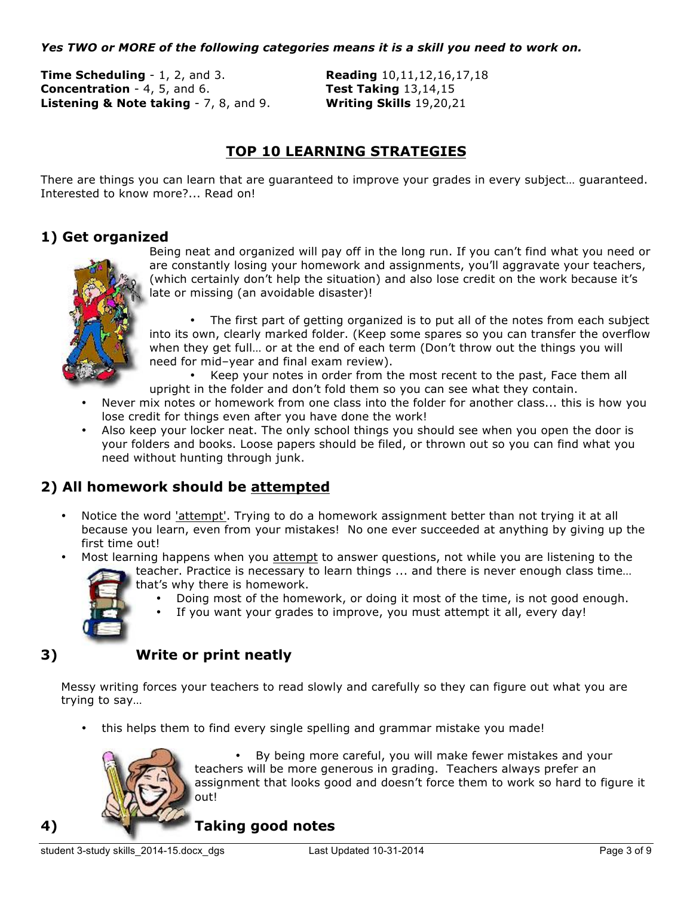***Yes TWO or MORE of the following categories means it is a skill you need to work on.***

**Time Scheduling** - 1, 2, and 3.
**Concentration** - 4, 5, and 6.
**Listening & Note taking** - 7, 8, and 9.
**Reading** 10,11,12,16,17,18
**Test Taking** 13,14,15
**Writing Skills** 19,20,21

## TOP 10 LEARNING STRATEGIES

There are things you can learn that are guaranteed to improve your grades in every subject… guaranteed. Interested to know more?... Read on!

### 1) Get organized

Being neat and organized will pay off in the long run. If you can't find what you need or are constantly losing your homework and assignments, you'll aggravate your teachers, (which certainly don't help the situation) and also lose credit on the work because it's late or missing (an avoidable disaster)!

- The first part of getting organized is to put all of the notes from each subject into its own, clearly marked folder. (Keep some spares so you can transfer the overflow when they get full… or at the end of each term (Don't throw out the things you will need for mid–year and final exam review).
- Keep your notes in order from the most recent to the past, Face them all upright in the folder and don't fold them so you can see what they contain.
- Never mix notes or homework from one class into the folder for another class... this is how you lose credit for things even after you have done the work!
- Also keep your locker neat. The only school things you should see when you open the door is your folders and books. Loose papers should be filed, or thrown out so you can find what you need without hunting through junk.

### 2) All homework should be <u>attempted</u>

- Notice the word <u>'attempt'</u>. Trying to do a homework assignment better than not trying it at all because you learn, even from your mistakes! No one ever succeeded at anything by giving up the first time out!
- Most learning happens when you <u>attempt</u> to answer questions, not while you are listening to the teacher. Practice is necessary to learn things ... and there is never enough class time… that's why there is homework.
  - Doing most of the homework, or doing it most of the time, is not good enough.
  - If you want your grades to improve, you must attempt it all, every day!

### 3) Write or print neatly

Messy writing forces your teachers to read slowly and carefully so they can figure out what you are trying to say…

- this helps them to find every single spelling and grammar mistake you made!
- By being more careful, you will make fewer mistakes and your teachers will be more generous in grading. Teachers always prefer an assignment that looks good and doesn't force them to work so hard to figure it out!

### 4) Taking good notes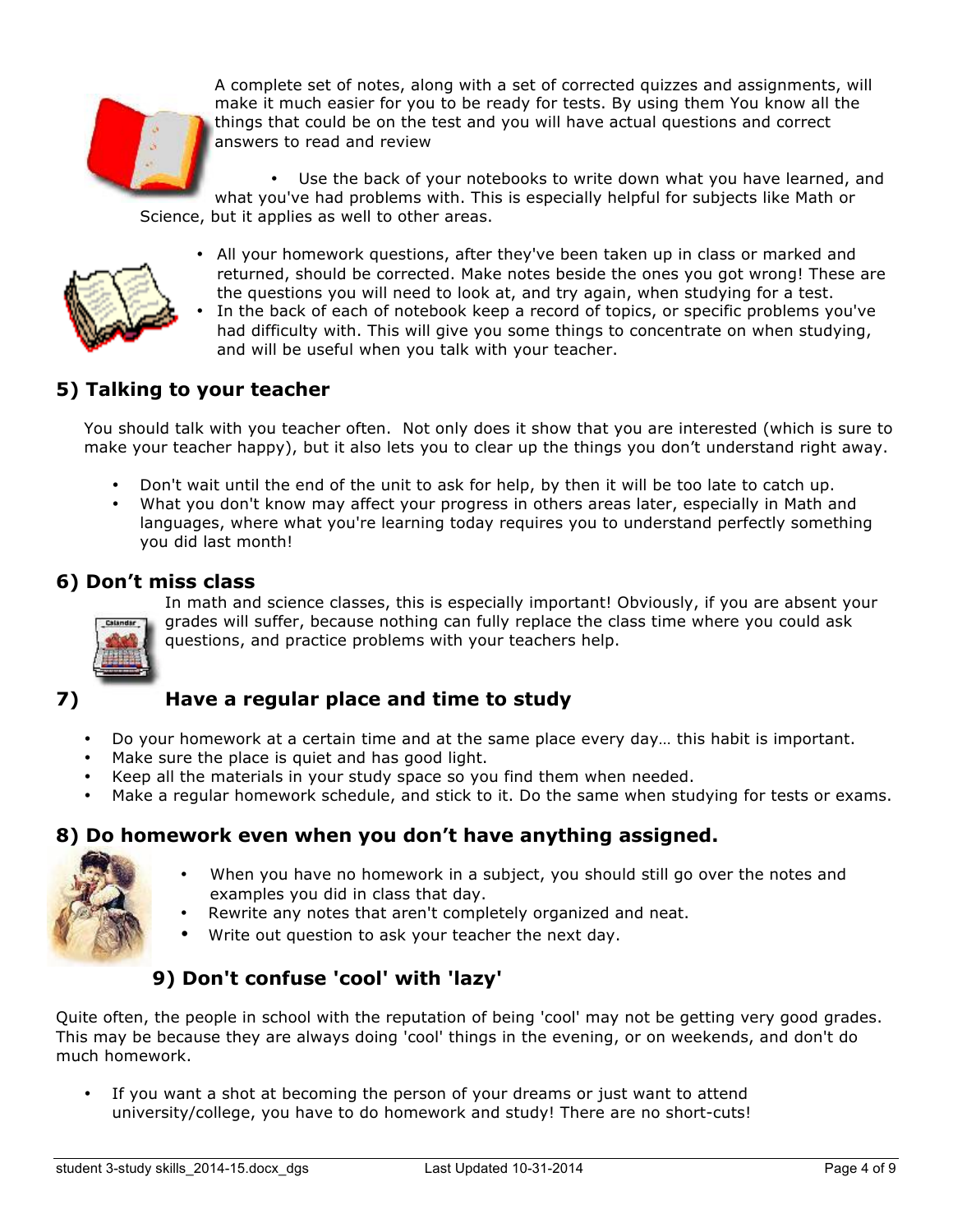A complete set of notes, along with a set of corrected quizzes and assignments, will make it much easier for you to be ready for tests. By using them You know all the things that could be on the test and you will have actual questions and correct answers to read and review

- Use the back of your notebooks to write down what you have learned, and what you've had problems with. This is especially helpful for subjects like Math or Science, but it applies as well to other areas.

- All your homework questions, after they've been taken up in class or marked and returned, should be corrected. Make notes beside the ones you got wrong! These are the questions you will need to look at, and try again, when studying for a test.
- In the back of each of notebook keep a record of topics, or specific problems you've had difficulty with. This will give you some things to concentrate on when studying, and will be useful when you talk with your teacher.

## 5) Talking to your teacher

You should talk with you teacher often. Not only does it show that you are interested (which is sure to make your teacher happy), but it also lets you to clear up the things you don't understand right away.

- Don't wait until the end of the unit to ask for help, by then it will be too late to catch up.
- What you don't know may affect your progress in others areas later, especially in Math and languages, where what you're learning today requires you to understand perfectly something you did last month!

## 6) Don't miss class

In math and science classes, this is especially important! Obviously, if you are absent your grades will suffer, because nothing can fully replace the class time where you could ask questions, and practice problems with your teachers help.

## 7) Have a regular place and time to study

- Do your homework at a certain time and at the same place every day… this habit is important.
- Make sure the place is quiet and has good light.
- Keep all the materials in your study space so you find them when needed.
- Make a regular homework schedule, and stick to it. Do the same when studying for tests or exams.

## 8) Do homework even when you don't have anything assigned.

- When you have no homework in a subject, you should still go over the notes and examples you did in class that day.
- Rewrite any notes that aren't completely organized and neat.
- Write out question to ask your teacher the next day.

## 9) Don't confuse 'cool' with 'lazy'

Quite often, the people in school with the reputation of being 'cool' may not be getting very good grades. This may be because they are always doing 'cool' things in the evening, or on weekends, and don't do much homework.

- If you want a shot at becoming the person of your dreams or just want to attend university/college, you have to do homework and study! There are no short-cuts!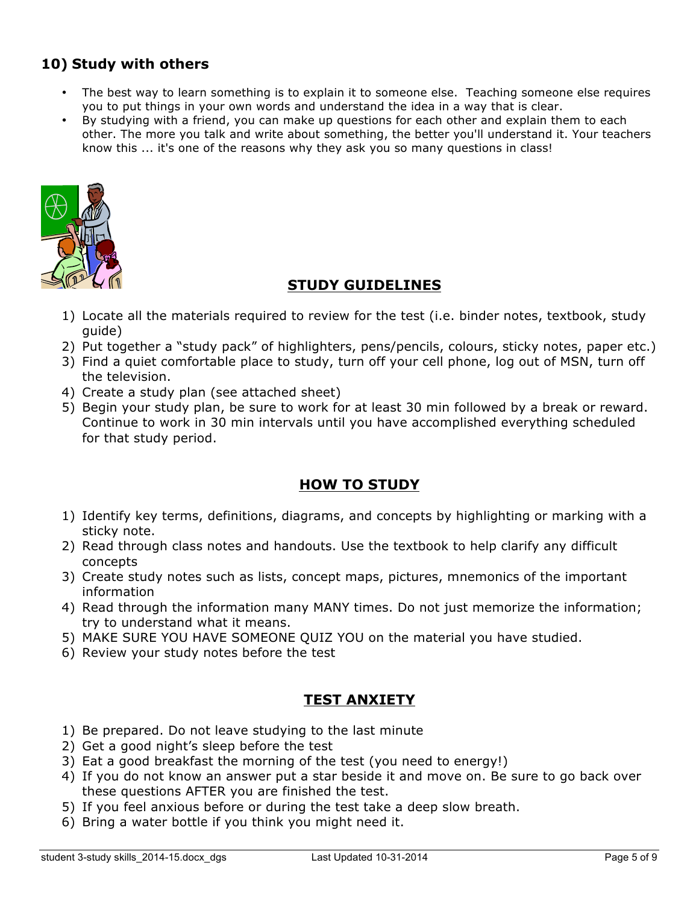## 10) Study with others

- The best way to learn something is to explain it to someone else. Teaching someone else requires you to put things in your own words and understand the idea in a way that is clear.
- By studying with a friend, you can make up questions for each other and explain them to each other. The more you talk and write about something, the better you'll understand it. Your teachers know this ... it's one of the reasons why they ask you so many questions in class!

## STUDY GUIDELINES

1) Locate all the materials required to review for the test (i.e. binder notes, textbook, study guide)
2) Put together a "study pack" of highlighters, pens/pencils, colours, sticky notes, paper etc.)
3) Find a quiet comfortable place to study, turn off your cell phone, log out of MSN, turn off the television.
4) Create a study plan (see attached sheet)
5) Begin your study plan, be sure to work for at least 30 min followed by a break or reward. Continue to work in 30 min intervals until you have accomplished everything scheduled for that study period.

## HOW TO STUDY

1) Identify key terms, definitions, diagrams, and concepts by highlighting or marking with a sticky note.
2) Read through class notes and handouts. Use the textbook to help clarify any difficult concepts
3) Create study notes such as lists, concept maps, pictures, mnemonics of the important information
4) Read through the information many MANY times. Do not just memorize the information; try to understand what it means.
5) MAKE SURE YOU HAVE SOMEONE QUIZ YOU on the material you have studied.
6) Review your study notes before the test

## TEST ANXIETY

1) Be prepared. Do not leave studying to the last minute
2) Get a good night's sleep before the test
3) Eat a good breakfast the morning of the test (you need to energy!)
4) If you do not know an answer put a star beside it and move on. Be sure to go back over these questions AFTER you are finished the test.
5) If you feel anxious before or during the test take a deep slow breath.
6) Bring a water bottle if you think you might need it.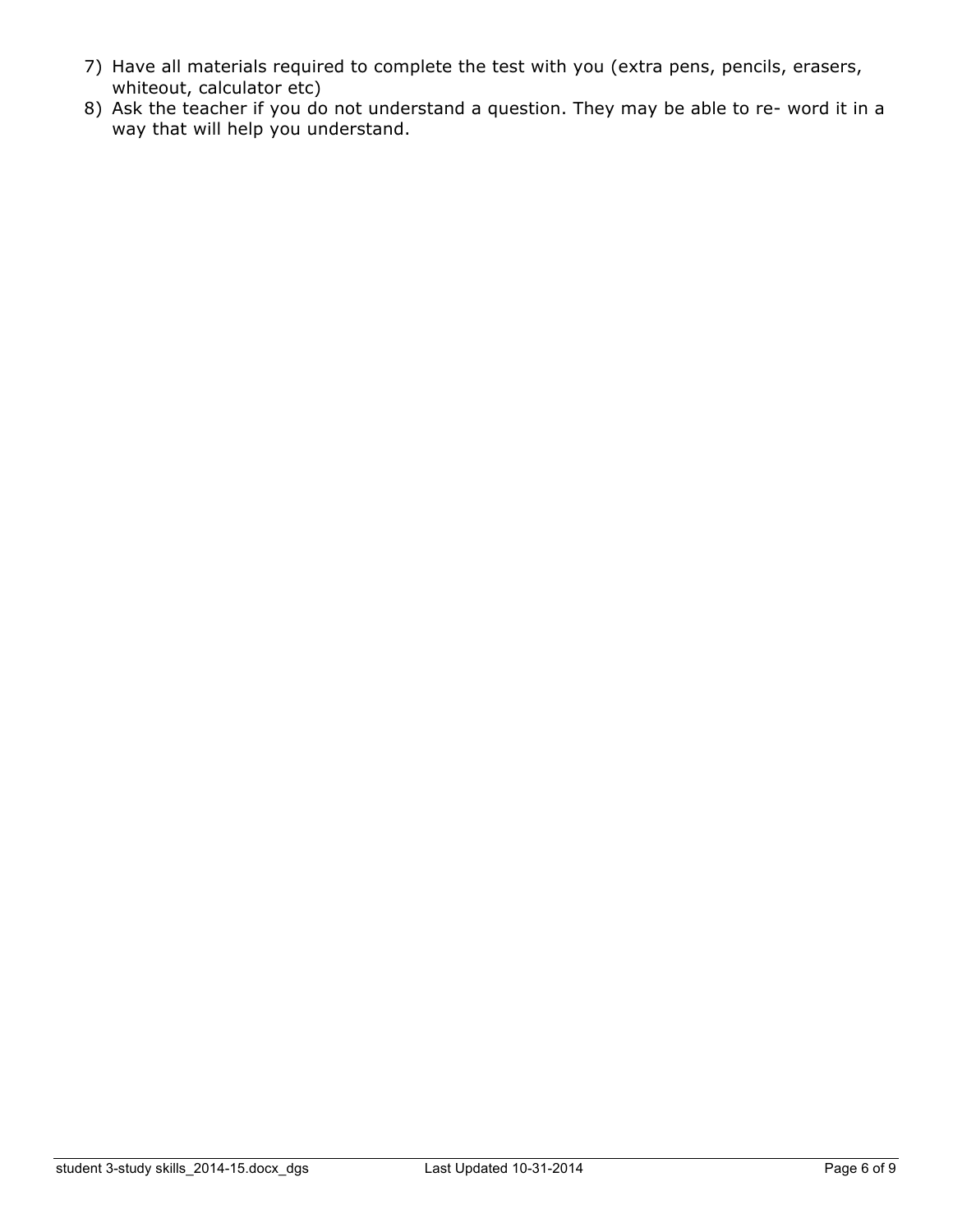7) Have all materials required to complete the test with you (extra pens, pencils, erasers, whiteout, calculator etc)
8) Ask the teacher if you do not understand a question. They may be able to re- word it in a way that will help you understand.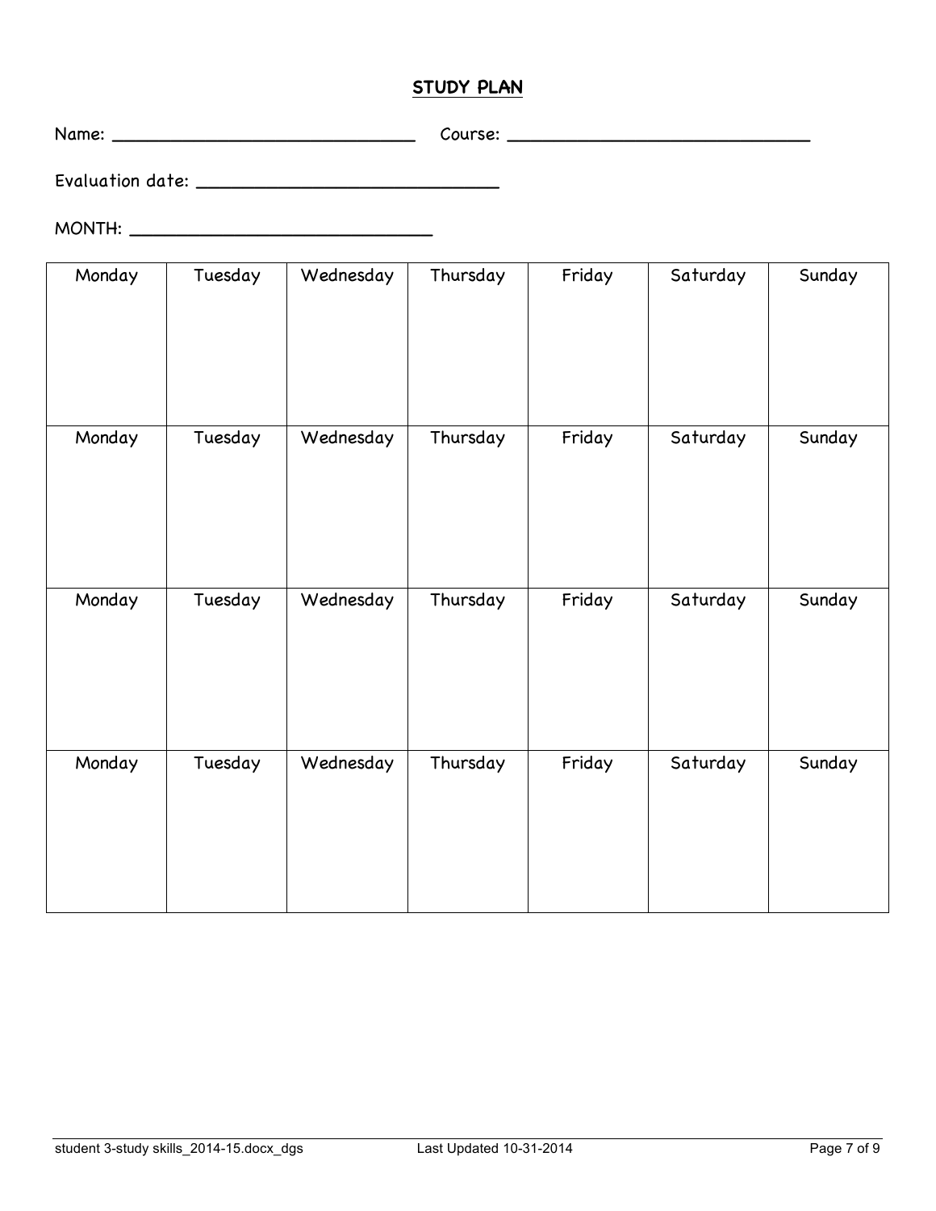## STUDY PLAN

Name: ______________________________ Course: ______________________________

Evaluation date: ______________________________

MONTH: ______________________________

| Monday | Tuesday | Wednesday | Thursday | Friday | Saturday | Sunday |
| --- | --- | --- | --- | --- | --- | --- |
| | | | | | | |
| Monday | Tuesday | Wednesday | Thursday | Friday | Saturday | Sunday |
| | | | | | | |
| Monday | Tuesday | Wednesday | Thursday | Friday | Saturday | Sunday |
| | | | | | | |
| Monday | Tuesday | Wednesday | Thursday | Friday | Saturday | Sunday |
| | | | | | | |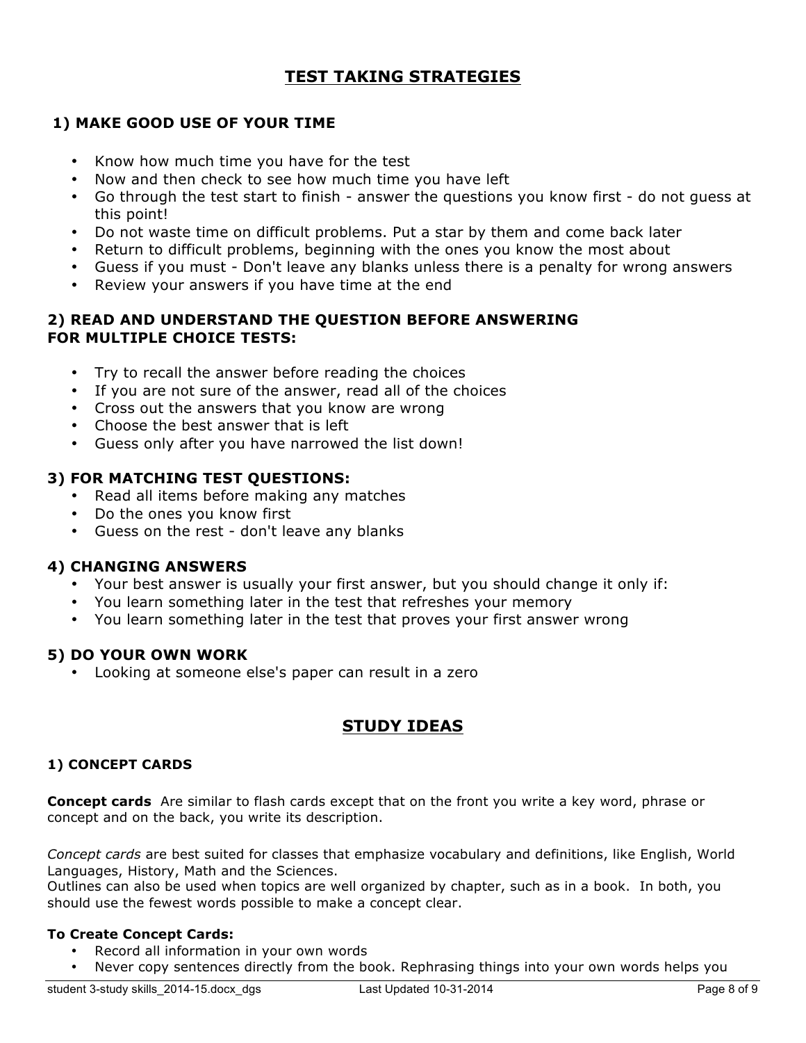# TEST TAKING STRATEGIES

## 1) MAKE GOOD USE OF YOUR TIME

- Know how much time you have for the test
- Now and then check to see how much time you have left
- Go through the test start to finish - answer the questions you know first - do not guess at this point!
- Do not waste time on difficult problems. Put a star by them and come back later
- Return to difficult problems, beginning with the ones you know the most about
- Guess if you must - Don't leave any blanks unless there is a penalty for wrong answers
- Review your answers if you have time at the end

## 2) READ AND UNDERSTAND THE QUESTION BEFORE ANSWERING FOR MULTIPLE CHOICE TESTS:

- Try to recall the answer before reading the choices
- If you are not sure of the answer, read all of the choices
- Cross out the answers that you know are wrong
- Choose the best answer that is left
- Guess only after you have narrowed the list down!

## 3) FOR MATCHING TEST QUESTIONS:

- Read all items before making any matches
- Do the ones you know first
- Guess on the rest - don't leave any blanks

## 4) CHANGING ANSWERS

- Your best answer is usually your first answer, but you should change it only if:
- You learn something later in the test that refreshes your memory
- You learn something later in the test that proves your first answer wrong

## 5) DO YOUR OWN WORK

- Looking at someone else's paper can result in a zero

# STUDY IDEAS

### 1) CONCEPT CARDS

**Concept cards** Are similar to flash cards except that on the front you write a key word, phrase or concept and on the back, you write its description.

*Concept cards* are best suited for classes that emphasize vocabulary and definitions, like English, World Languages, History, Math and the Sciences.
Outlines can also be used when topics are well organized by chapter, such as in a book. In both, you should use the fewest words possible to make a concept clear.

**To Create Concept Cards:**

- Record all information in your own words
- Never copy sentences directly from the book. Rephrasing things into your own words helps you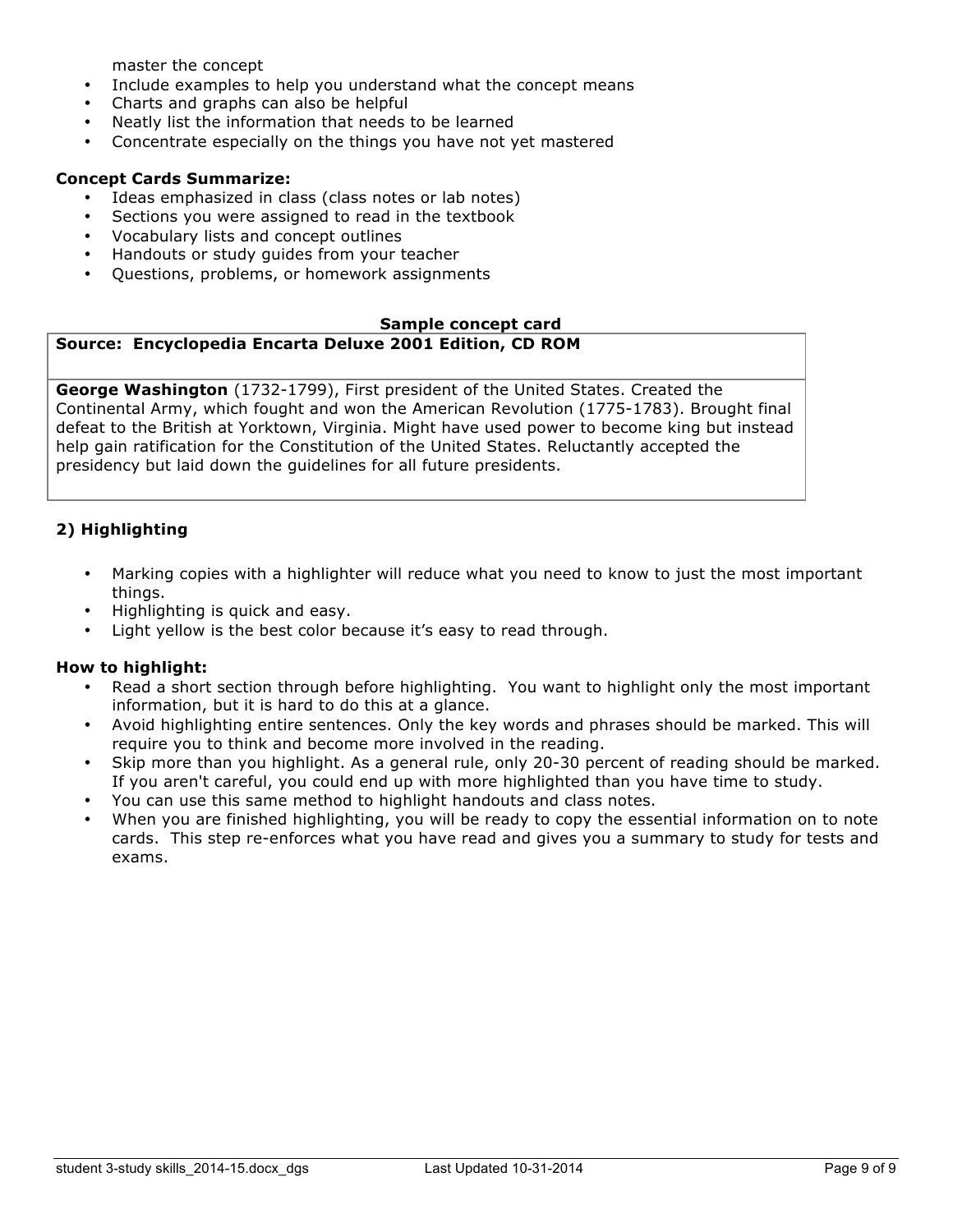master the concept

- Include examples to help you understand what the concept means
- Charts and graphs can also be helpful
- Neatly list the information that needs to be learned
- Concentrate especially on the things you have not yet mastered

**Concept Cards Summarize:**

- Ideas emphasized in class (class notes or lab notes)
- Sections you were assigned to read in the textbook
- Vocabulary lists and concept outlines
- Handouts or study guides from your teacher
- Questions, problems, or homework assignments

**Sample concept card**

| **Source: Encyclopedia Encarta Deluxe 2001 Edition, CD ROM** |
|---|
| **George Washington** (1732-1799), First president of the United States. Created the Continental Army, which fought and won the American Revolution (1775-1783). Brought final defeat to the British at Yorktown, Virginia. Might have used power to become king but instead help gain ratification for the Constitution of the United States. Reluctantly accepted the presidency but laid down the guidelines for all future presidents. |

### 2) Highlighting

- Marking copies with a highlighter will reduce what you need to know to just the most important things.
- Highlighting is quick and easy.
- Light yellow is the best color because it's easy to read through.

**How to highlight:**

- Read a short section through before highlighting. You want to highlight only the most important information, but it is hard to do this at a glance.
- Avoid highlighting entire sentences. Only the key words and phrases should be marked. This will require you to think and become more involved in the reading.
- Skip more than you highlight. As a general rule, only 20-30 percent of reading should be marked. If you aren't careful, you could end up with more highlighted than you have time to study.
- You can use this same method to highlight handouts and class notes.
- When you are finished highlighting, you will be ready to copy the essential information on to note cards. This step re-enforces what you have read and gives you a summary to study for tests and exams.